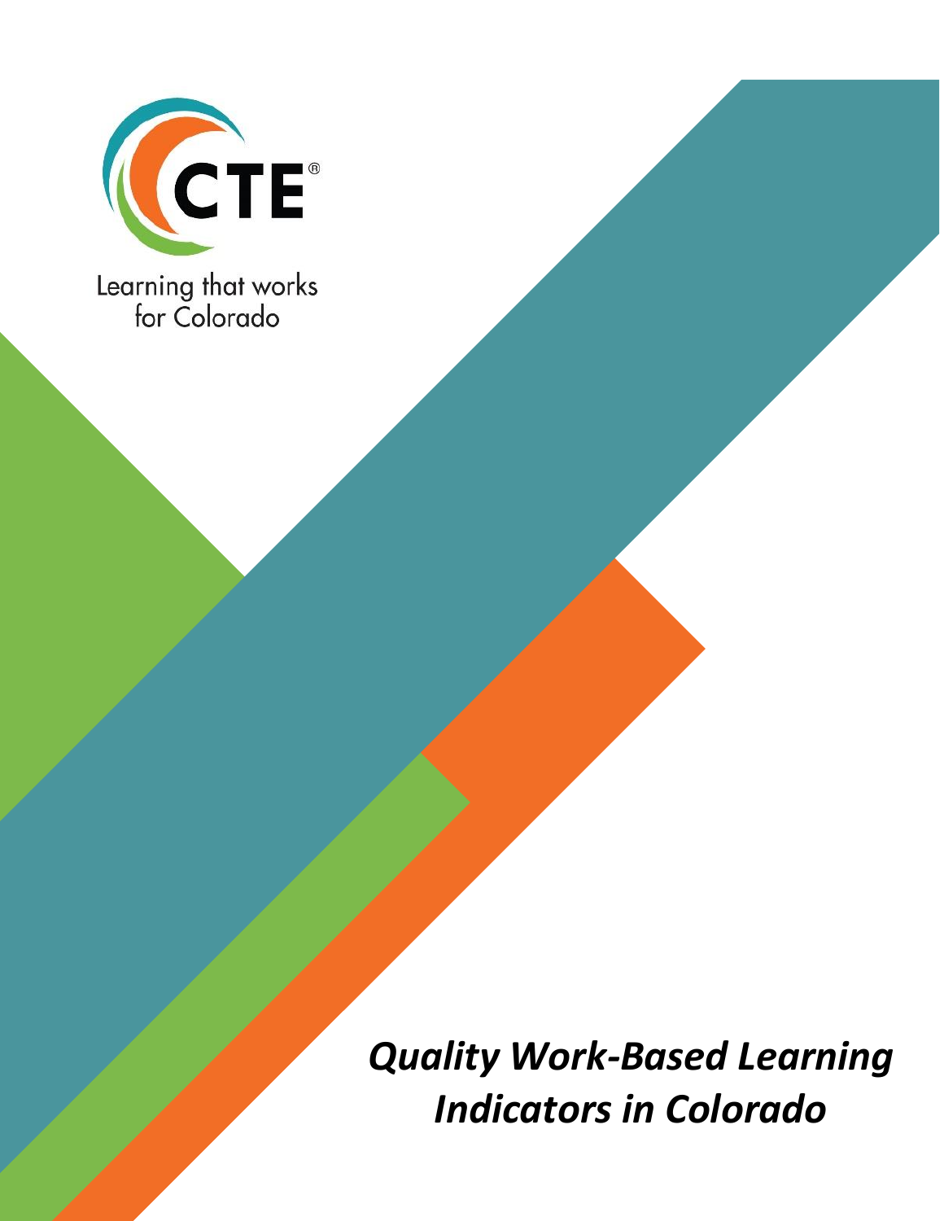CTE®

Learning that works for Colorado

# *Quality Work-Based Learning Indicators in Colorado*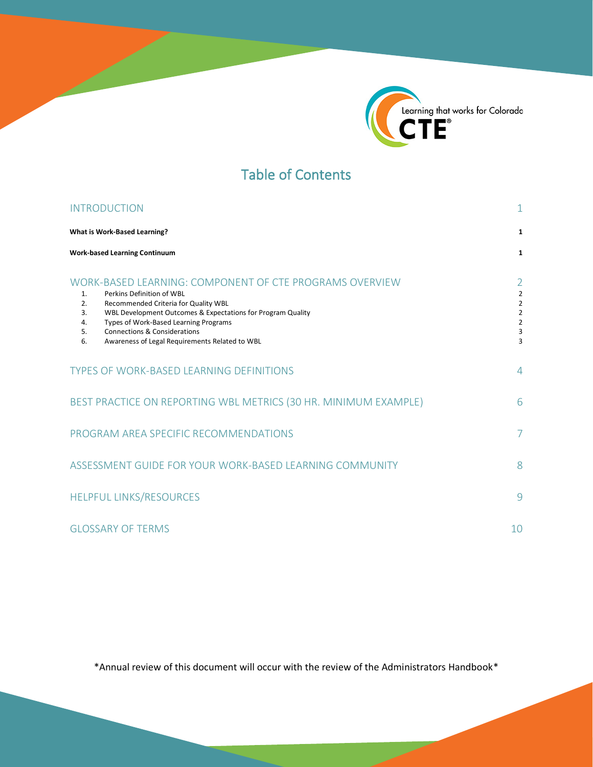Learning that works for Colorado
CTE®

# Table of Contents

| | |
|---|---|
| INTRODUCTION | 1 |
| **What is Work-Based Learning?** | **1** |
| **Work-based Learning Continuum** | **1** |
| WORK-BASED LEARNING: COMPONENT OF CTE PROGRAMS OVERVIEW | 2 |
| 1. Perkins Definition of WBL | 2 |
| 2. Recommended Criteria for Quality WBL | 2 |
| 3. WBL Development Outcomes & Expectations for Program Quality | 2 |
| 4. Types of Work-Based Learning Programs | 2 |
| 5. Connections & Considerations | 3 |
| 6. Awareness of Legal Requirements Related to WBL | 3 |
| TYPES OF WORK-BASED LEARNING DEFINITIONS | 4 |
| BEST PRACTICE ON REPORTING WBL METRICS (30 HR. MINIMUM EXAMPLE) | 6 |
| PROGRAM AREA SPECIFIC RECOMMENDATIONS | 7 |
| ASSESSMENT GUIDE FOR YOUR WORK-BASED LEARNING COMMUNITY | 8 |
| HELPFUL LINKS/RESOURCES | 9 |
| GLOSSARY OF TERMS | 10 |

*Annual review of this document will occur with the review of the Administrators Handbook*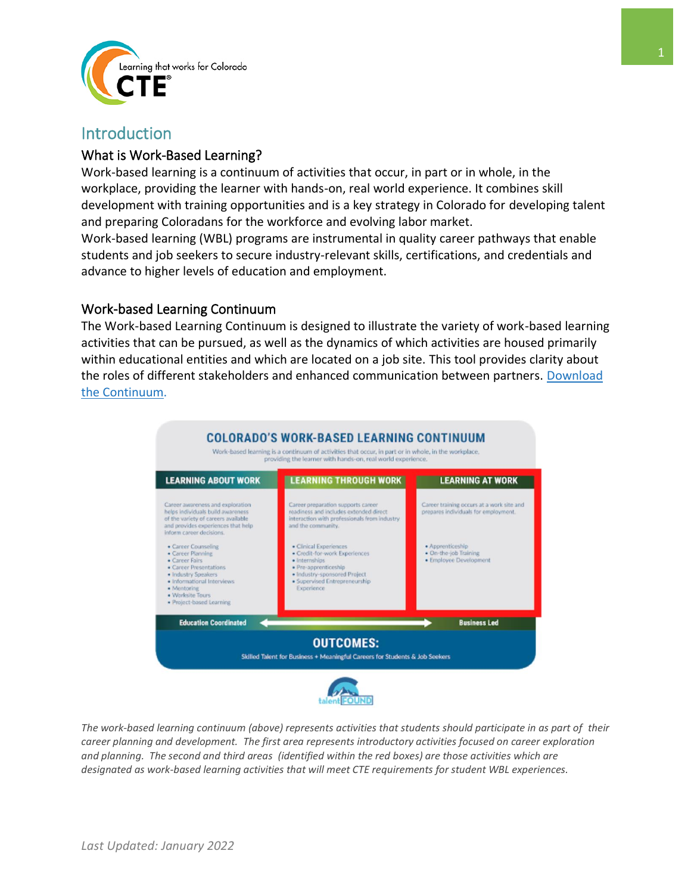# Introduction

## What is Work-Based Learning?

Work-based learning is a continuum of activities that occur, in part or in whole, in the workplace, providing the learner with hands-on, real world experience. It combines skill development with training opportunities and is a key strategy in Colorado for developing talent and preparing Coloradans for the workforce and evolving labor market.

Work-based learning (WBL) programs are instrumental in quality career pathways that enable students and job seekers to secure industry-relevant skills, certifications, and credentials and advance to higher levels of education and employment.

## Work-based Learning Continuum

The Work-based Learning Continuum is designed to illustrate the variety of work-based learning activities that can be pursued, as well as the dynamics of which activities are housed primarily within educational entities and which are located on a job site. This tool provides clarity about the roles of different stakeholders and enhanced communication between partners. [Download the Continuum](#).

**COLORADO'S WORK-BASED LEARNING CONTINUUM**

Work-based learning is a continuum of activities that occur, in part or in whole, in the workplace, providing the learner with hands-on, real world experience.

| LEARNING ABOUT WORK | LEARNING THROUGH WORK | LEARNING AT WORK |
|---|---|---|
| Career awareness and exploration helps individuals build awareness of the variety of careers available and provides experiences that help inform career decisions. | Career preparation supports career readiness and includes extended direct interaction with professionals from industry and the community. | Career training occurs at a work site and prepares individuals for employment. |
| • Career Counseling<br>• Career Planning<br>• Career Fairs<br>• Career Presentations<br>• Industry Speakers<br>• Informational Interviews<br>• Mentoring<br>• Worksite Tours<br>• Project-based Learning | • Clinical Experiences<br>• Credit-for-work Experiences<br>• Internships<br>• Pre-apprenticeship<br>• Industry-sponsored Project<br>• Supervised Entrepreneurship Experience | • Apprenticeship<br>• On-the-job Training<br>• Employee Development |

Education Coordinated ⟷ Business Led

**OUTCOMES:** Skilled Talent for Business + Meaningful Careers for Students & Job Seekers

talentFOUND

*The work-based learning continuum (above) represents activities that students should participate in as part of their career planning and development. The first area represents introductory activities focused on career exploration and planning. The second and third areas (identified within the red boxes) are those activities which are designated as work-based learning activities that will meet CTE requirements for student WBL experiences.*

*Last Updated: January 2022*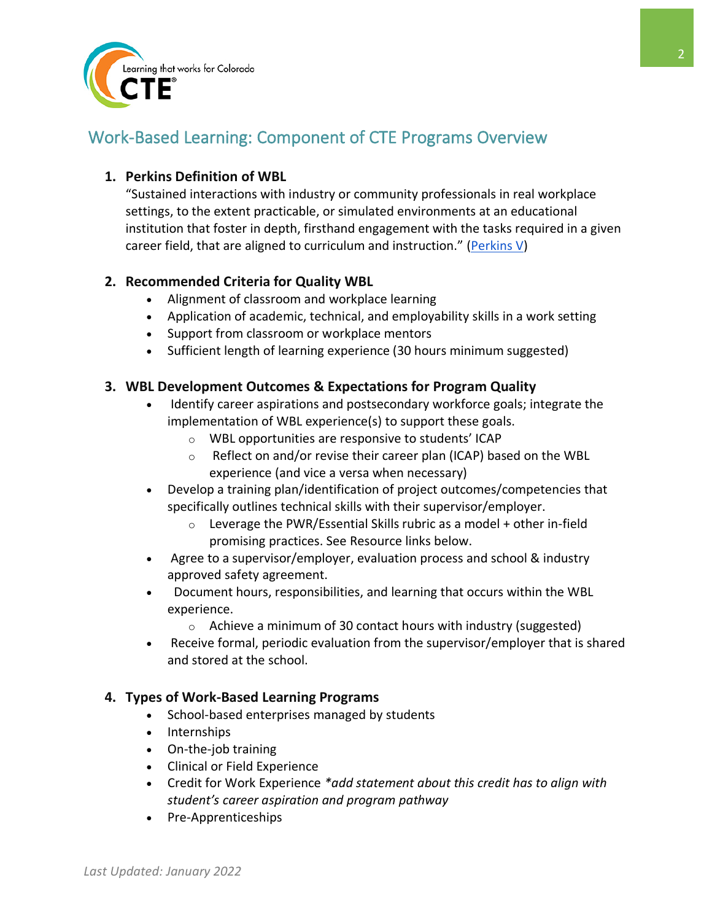## Work-Based Learning: Component of CTE Programs Overview

1. **Perkins Definition of WBL**
   "Sustained interactions with industry or community professionals in real workplace settings, to the extent practicable, or simulated environments at an educational institution that foster in depth, firsthand engagement with the tasks required in a given career field, that are aligned to curriculum and instruction." (Perkins V)

2. **Recommended Criteria for Quality WBL**
   - Alignment of classroom and workplace learning
   - Application of academic, technical, and employability skills in a work setting
   - Support from classroom or workplace mentors
   - Sufficient length of learning experience (30 hours minimum suggested)

3. **WBL Development Outcomes & Expectations for Program Quality**
   - Identify career aspirations and postsecondary workforce goals; integrate the implementation of WBL experience(s) to support these goals.
     - WBL opportunities are responsive to students' ICAP
     - Reflect on and/or revise their career plan (ICAP) based on the WBL experience (and vice a versa when necessary)
   - Develop a training plan/identification of project outcomes/competencies that specifically outlines technical skills with their supervisor/employer.
     - Leverage the PWR/Essential Skills rubric as a model + other in-field promising practices. See Resource links below.
   - Agree to a supervisor/employer, evaluation process and school & industry approved safety agreement.
   - Document hours, responsibilities, and learning that occurs within the WBL experience.
     - Achieve a minimum of 30 contact hours with industry (suggested)
   - Receive formal, periodic evaluation from the supervisor/employer that is shared and stored at the school.

4. **Types of Work-Based Learning Programs**
   - School-based enterprises managed by students
   - Internships
   - On-the-job training
   - Clinical or Field Experience
   - Credit for Work Experience *\*add statement about this credit has to align with student's career aspiration and program pathway*
   - Pre-Apprenticeships

*Last Updated: January 2022*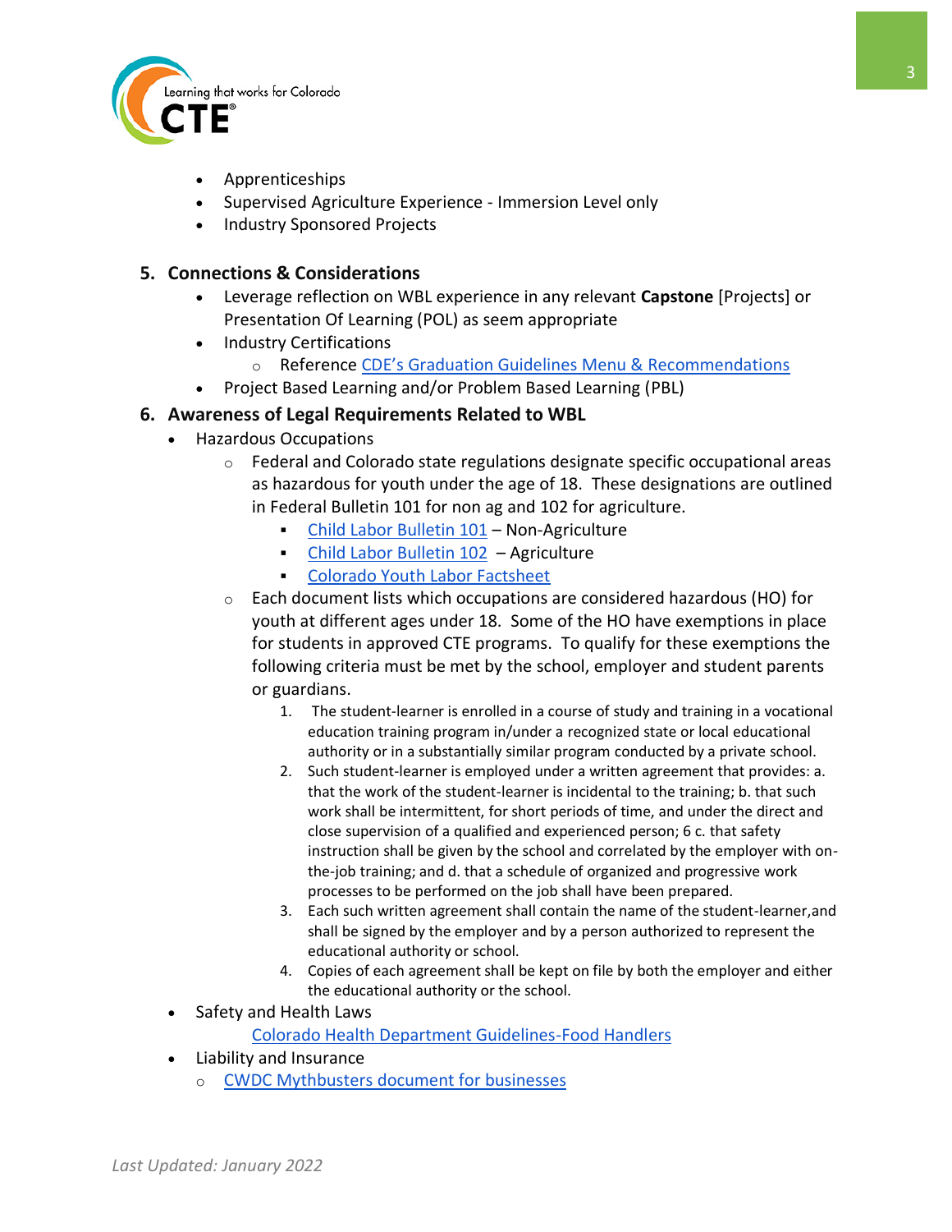- Apprenticeships
- Supervised Agriculture Experience - Immersion Level only
- Industry Sponsored Projects

## 5. Connections & Considerations

- Leverage reflection on WBL experience in any relevant **Capstone** [Projects] or Presentation Of Learning (POL) as seem appropriate
- Industry Certifications
  - Reference [CDE's Graduation Guidelines Menu & Recommendations]()
- Project Based Learning and/or Problem Based Learning (PBL)

## 6. Awareness of Legal Requirements Related to WBL

- Hazardous Occupations
  - Federal and Colorado state regulations designate specific occupational areas as hazardous for youth under the age of 18. These designations are outlined in Federal Bulletin 101 for non ag and 102 for agriculture.
    - [Child Labor Bulletin 101]() – Non-Agriculture
    - [Child Labor Bulletin 102]() – Agriculture
    - [Colorado Youth Labor Factsheet]()
  - Each document lists which occupations are considered hazardous (HO) for youth at different ages under 18. Some of the HO have exemptions in place for students in approved CTE programs. To qualify for these exemptions the following criteria must be met by the school, employer and student parents or guardians.
    1. The student-learner is enrolled in a course of study and training in a vocational education training program in/under a recognized state or local educational authority or in a substantially similar program conducted by a private school.
    2. Such student-learner is employed under a written agreement that provides: a. that the work of the student-learner is incidental to the training; b. that such work shall be intermittent, for short periods of time, and under the direct and close supervision of a qualified and experienced person; 6 c. that safety instruction shall be given by the school and correlated by the employer with on-the-job training; and d. that a schedule of organized and progressive work processes to be performed on the job shall have been prepared.
    3. Each such written agreement shall contain the name of the student-learner,and shall be signed by the employer and by a person authorized to represent the educational authority or school.
    4. Copies of each agreement shall be kept on file by both the employer and either the educational authority or the school.
- Safety and Health Laws
  - [Colorado Health Department Guidelines-Food Handlers]()
- Liability and Insurance
  - [CWDC Mythbusters document for businesses]()

*Last Updated: January 2022*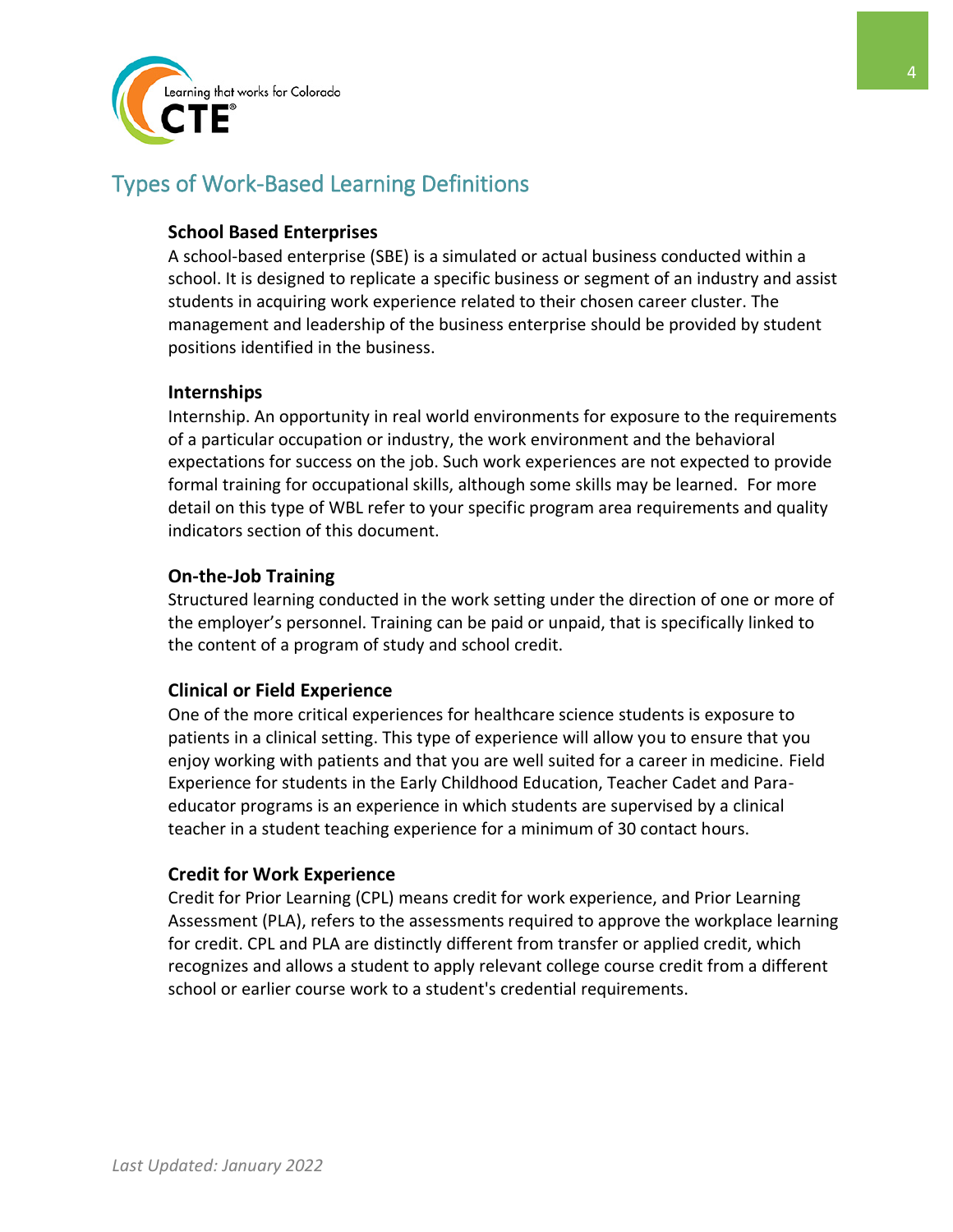## Types of Work-Based Learning Definitions

### School Based Enterprises

A school-based enterprise (SBE) is a simulated or actual business conducted within a school. It is designed to replicate a specific business or segment of an industry and assist students in acquiring work experience related to their chosen career cluster. The management and leadership of the business enterprise should be provided by student positions identified in the business.

### Internships

Internship. An opportunity in real world environments for exposure to the requirements of a particular occupation or industry, the work environment and the behavioral expectations for success on the job. Such work experiences are not expected to provide formal training for occupational skills, although some skills may be learned. For more detail on this type of WBL refer to your specific program area requirements and quality indicators section of this document.

### On-the-Job Training

Structured learning conducted in the work setting under the direction of one or more of the employer's personnel. Training can be paid or unpaid, that is specifically linked to the content of a program of study and school credit.

### Clinical or Field Experience

One of the more critical experiences for healthcare science students is exposure to patients in a clinical setting. This type of experience will allow you to ensure that you enjoy working with patients and that you are well suited for a career in medicine. Field Experience for students in the Early Childhood Education, Teacher Cadet and Para-educator programs is an experience in which students are supervised by a clinical teacher in a student teaching experience for a minimum of 30 contact hours.

### Credit for Work Experience

Credit for Prior Learning (CPL) means credit for work experience, and Prior Learning Assessment (PLA), refers to the assessments required to approve the workplace learning for credit. CPL and PLA are distinctly different from transfer or applied credit, which recognizes and allows a student to apply relevant college course credit from a different school or earlier course work to a student's credential requirements.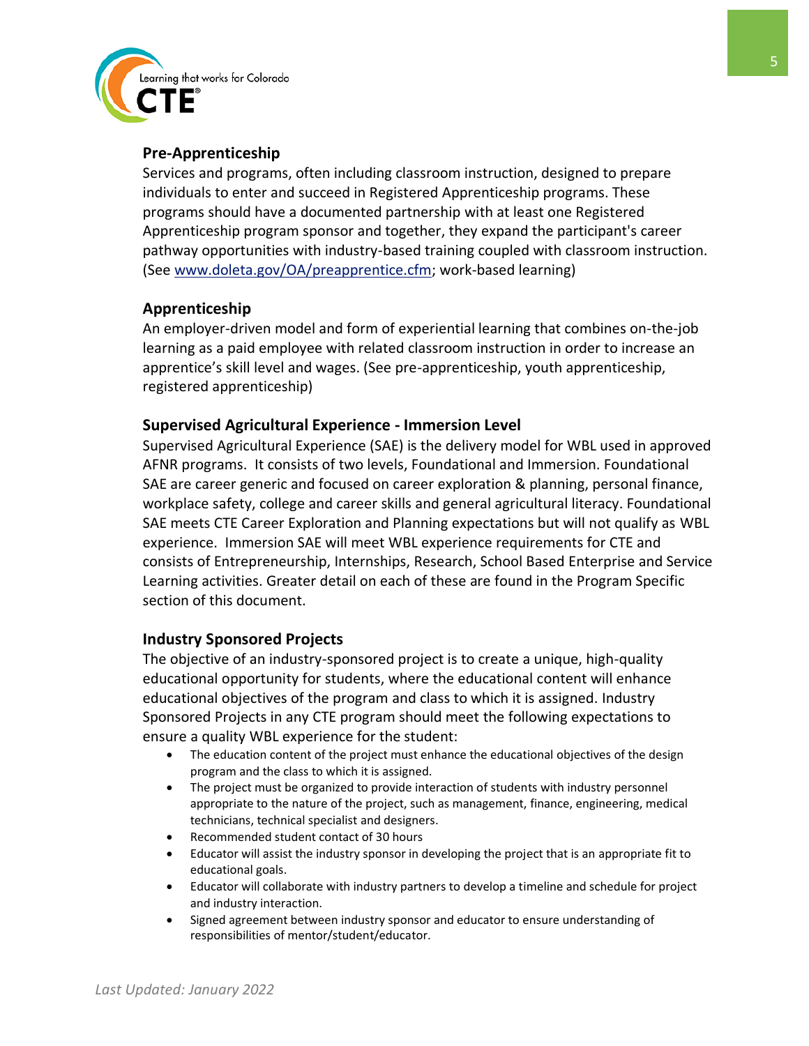### Pre-Apprenticeship

Services and programs, often including classroom instruction, designed to prepare individuals to enter and succeed in Registered Apprenticeship programs. These programs should have a documented partnership with at least one Registered Apprenticeship program sponsor and together, they expand the participant's career pathway opportunities with industry-based training coupled with classroom instruction. (See [www.doleta.gov/OA/preapprentice.cfm](www.doleta.gov/OA/preapprentice.cfm); work-based learning)

### Apprenticeship

An employer-driven model and form of experiential learning that combines on-the-job learning as a paid employee with related classroom instruction in order to increase an apprentice's skill level and wages. (See pre-apprenticeship, youth apprenticeship, registered apprenticeship)

### Supervised Agricultural Experience - Immersion Level

Supervised Agricultural Experience (SAE) is the delivery model for WBL used in approved AFNR programs. It consists of two levels, Foundational and Immersion. Foundational SAE are career generic and focused on career exploration & planning, personal finance, workplace safety, college and career skills and general agricultural literacy. Foundational SAE meets CTE Career Exploration and Planning expectations but will not qualify as WBL experience. Immersion SAE will meet WBL experience requirements for CTE and consists of Entrepreneurship, Internships, Research, School Based Enterprise and Service Learning activities. Greater detail on each of these are found in the Program Specific section of this document.

### Industry Sponsored Projects

The objective of an industry-sponsored project is to create a unique, high-quality educational opportunity for students, where the educational content will enhance educational objectives of the program and class to which it is assigned. Industry Sponsored Projects in any CTE program should meet the following expectations to ensure a quality WBL experience for the student:

- The education content of the project must enhance the educational objectives of the design program and the class to which it is assigned.
- The project must be organized to provide interaction of students with industry personnel appropriate to the nature of the project, such as management, finance, engineering, medical technicians, technical specialist and designers.
- Recommended student contact of 30 hours
- Educator will assist the industry sponsor in developing the project that is an appropriate fit to educational goals.
- Educator will collaborate with industry partners to develop a timeline and schedule for project and industry interaction.
- Signed agreement between industry sponsor and educator to ensure understanding of responsibilities of mentor/student/educator.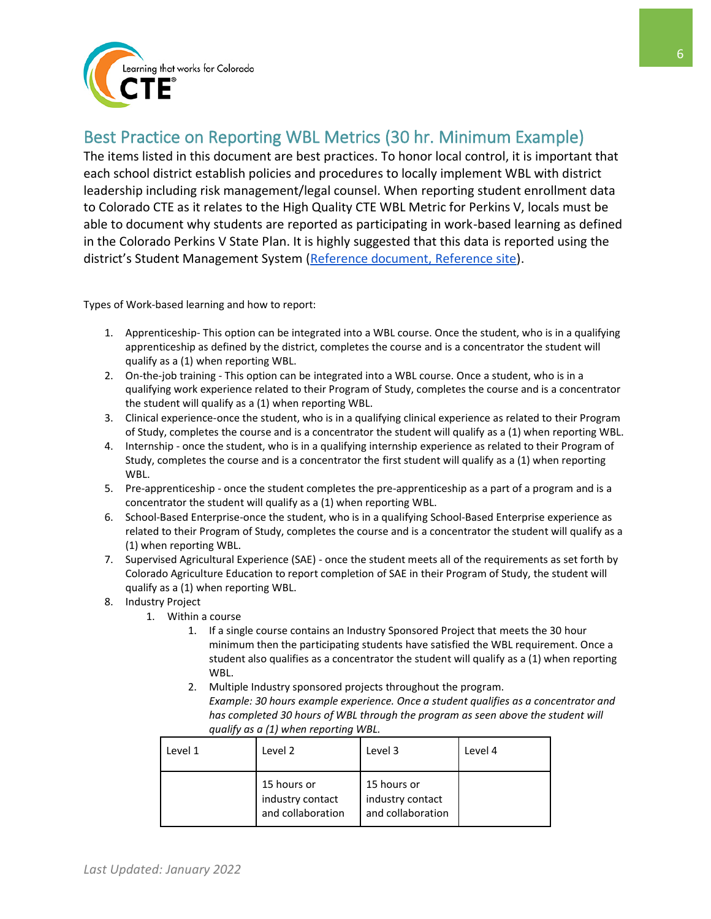## Best Practice on Reporting WBL Metrics (30 hr. Minimum Example)

The items listed in this document are best practices. To honor local control, it is important that each school district establish policies and procedures to locally implement WBL with district leadership including risk management/legal counsel. When reporting student enrollment data to Colorado CTE as it relates to the High Quality CTE WBL Metric for Perkins V, locals must be able to document why students are reported as participating in work-based learning as defined in the Colorado Perkins V State Plan. It is highly suggested that this data is reported using the district's Student Management System (Reference document, Reference site).

Types of Work-based learning and how to report:

1. Apprenticeship- This option can be integrated into a WBL course. Once the student, who is in a qualifying apprenticeship as defined by the district, completes the course and is a concentrator the student will qualify as a (1) when reporting WBL.
2. On-the-job training - This option can be integrated into a WBL course. Once a student, who is in a qualifying work experience related to their Program of Study, completes the course and is a concentrator the student will qualify as a (1) when reporting WBL.
3. Clinical experience-once the student, who is in a qualifying clinical experience as related to their Program of Study, completes the course and is a concentrator the student will qualify as a (1) when reporting WBL.
4. Internship - once the student, who is in a qualifying internship experience as related to their Program of Study, completes the course and is a concentrator the first student will qualify as a (1) when reporting WBL.
5. Pre-apprenticeship - once the student completes the pre-apprenticeship as a part of a program and is a concentrator the student will qualify as a (1) when reporting WBL.
6. School-Based Enterprise-once the student, who is in a qualifying School-Based Enterprise experience as related to their Program of Study, completes the course and is a concentrator the student will qualify as a (1) when reporting WBL.
7. Supervised Agricultural Experience (SAE) - once the student meets all of the requirements as set forth by Colorado Agriculture Education to report completion of SAE in their Program of Study, the student will qualify as a (1) when reporting WBL.
8. Industry Project
    1. Within a course
        1. If a single course contains an Industry Sponsored Project that meets the 30 hour minimum then the participating students have satisfied the WBL requirement. Once a student also qualifies as a concentrator the student will qualify as a (1) when reporting WBL.
        2. Multiple Industry sponsored projects throughout the program.
           *Example: 30 hours example experience. Once a student qualifies as a concentrator and has completed 30 hours of WBL through the program as seen above the student will qualify as a (1) when reporting WBL.*

| Level 1 | Level 2 | Level 3 | Level 4 |
|---|---|---|---|
| | 15 hours or industry contact and collaboration | 15 hours or industry contact and collaboration | |

*Last Updated: January 2022*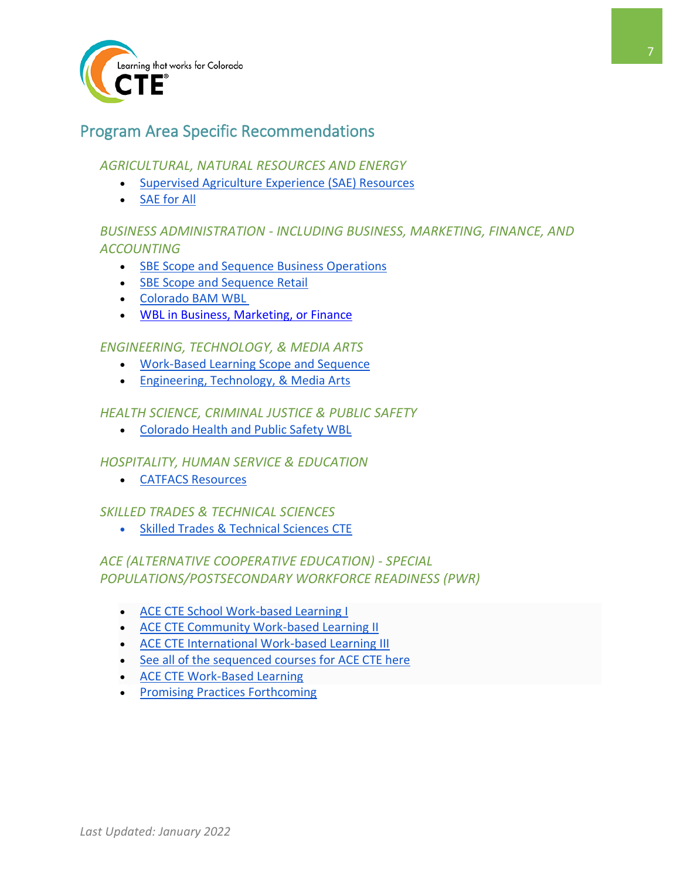## Program Area Specific Recommendations

### *AGRICULTURAL, NATURAL RESOURCES AND ENERGY*

- Supervised Agriculture Experience (SAE) Resources
- SAE for All

### *BUSINESS ADMINISTRATION - INCLUDING BUSINESS, MARKETING, FINANCE, AND ACCOUNTING*

- SBE Scope and Sequence Business Operations
- SBE Scope and Sequence Retail
- Colorado BAM WBL
- WBL in Business, Marketing, or Finance

### *ENGINEERING, TECHNOLOGY, & MEDIA ARTS*

- Work-Based Learning Scope and Sequence
- Engineering, Technology, & Media Arts

### *HEALTH SCIENCE, CRIMINAL JUSTICE & PUBLIC SAFETY*

- Colorado Health and Public Safety WBL

### *HOSPITALITY, HUMAN SERVICE & EDUCATION*

- CATFACS Resources

### *SKILLED TRADES & TECHNICAL SCIENCES*

- Skilled Trades & Technical Sciences CTE

### *ACE (ALTERNATIVE COOPERATIVE EDUCATION) - SPECIAL POPULATIONS/POSTSECONDARY WORKFORCE READINESS (PWR)*

- ACE CTE School Work-based Learning I
- ACE CTE Community Work-based Learning II
- ACE CTE International Work-based Learning III
- See all of the sequenced courses for ACE CTE here
- ACE CTE Work-Based Learning
- Promising Practices Forthcoming

*Last Updated: January 2022*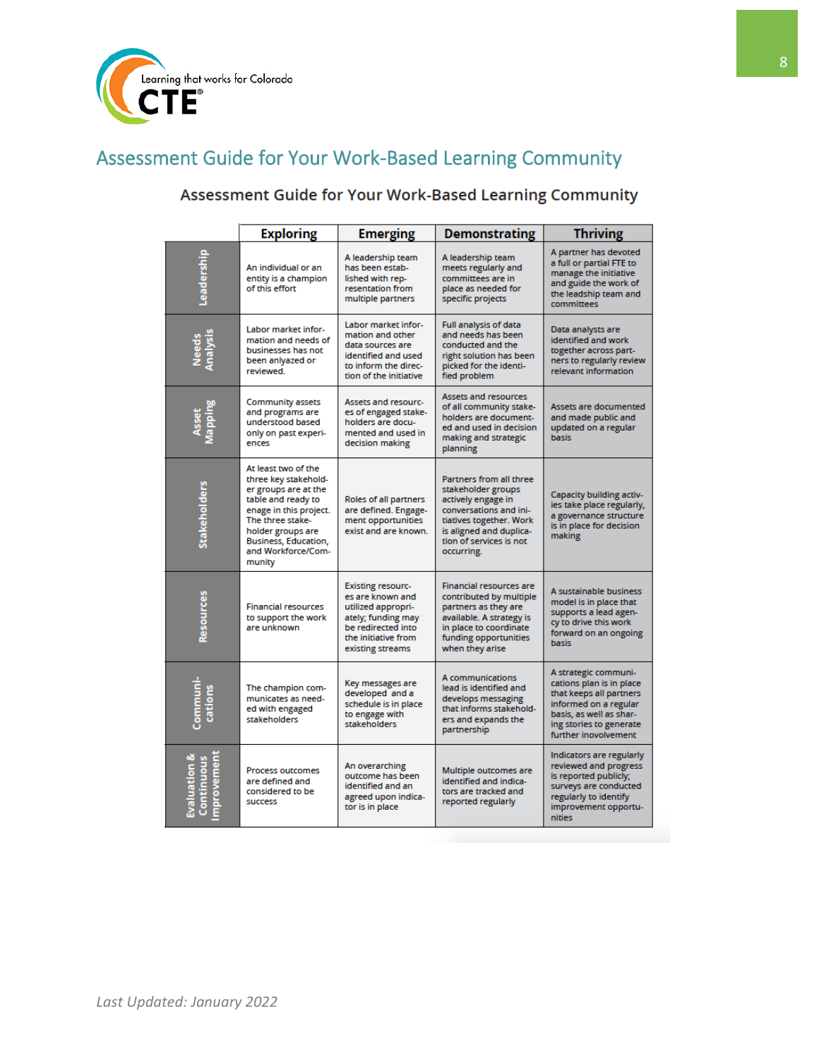## Assessment Guide for Your Work-Based Learning Community

### Assessment Guide for Your Work-Based Learning Community

| | Exploring | Emerging | Demonstrating | Thriving |
|---|---|---|---|---|
| **Leadership** | An individual or an entity is a champion of this effort | A leadership team has been established with representation from multiple partners | A leadership team meets regularly and committees are in place as needed for specific projects | A partner has devoted a full or partial FTE to manage the initiative and guide the work of the leadship team and committees |
| **Needs Analysis** | Labor market information and needs of businesses has not been anlyazed or reviewed. | Labor market information and other data sources are identified and used to inform the direction of the initiative | Full analysis of data and needs has been conducted and the right solution has been picked for the identified problem | Data analysts are identified and work together across partners to regularly review relevant information |
| **Asset Mapping** | Community assets and programs are understood based only on past experiences | Assets and resources of engaged stakeholders are documented and used in decision making | Assets and resources of all community stakeholders are documented and used in decision making and strategic planning | Assets are documented and made public and updated on a regular basis |
| **Stakeholders** | At least two of the three key stakeholder groups are at the table and ready to enage in this project. The three stakeholder groups are Business, Education, and Workforce/Community | Roles of all partners are defined. Engagement opportunities exist and are known. | Partners from all three stakeholder groups actively engage in conversations and initiatives together. Work is aligned and duplication of services is not occurring. | Capacity building activies take place regularly, a governance structure is in place for decision making |
| **Resources** | Financial resources to support the work are unknown | Existing resources are known and utilized appropriately; funding may be redirected into the initiative from existing streams | Financial resources are contributed by multiple partners as they are available. A strategy is in place to coordinate funding opportunities when they arise | A sustainable business model is in place that supports a lead agency to drive this work forward on an ongoing basis |
| **Communications** | The champion communicates as needed with engaged stakeholders | Key messages are developed and a schedule is in place to engage with stakeholders | A communications lead is identified and develops messaging that informs stakeholders and expands the partnership | A strategic communications plan is in place that keeps all partners informed on a regular basis, as well as sharing stories to generate further inovolvement |
| **Evaluation & Continuous Improvement** | Process outcomes are defined and considered to be success | An overarching outcome has been identified and an agreed upon indicator is in place | Multiple outcomes are identified and indicators are tracked and reported regularly | Indicators are regularly reviewed and progress is reported publicly; surveys are conducted regularly to identify improvement opportunities |

*Last Updated: January 2022*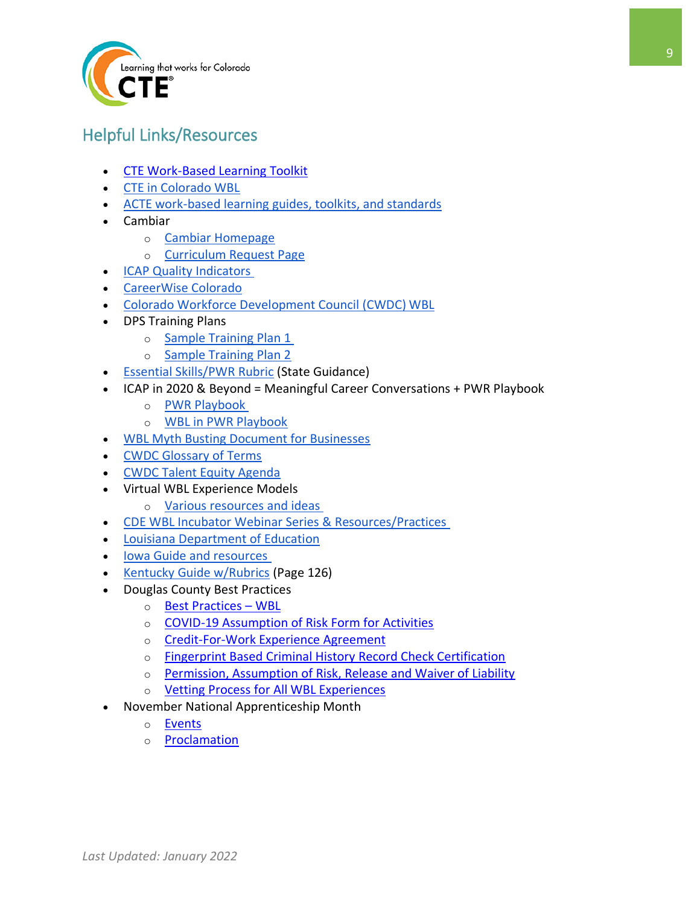## Helpful Links/Resources

- CTE Work-Based Learning Toolkit
- CTE in Colorado WBL
- ACTE work-based learning guides, toolkits, and standards
- Cambiar
  - Cambiar Homepage
  - Curriculum Request Page
- ICAP Quality Indicators
- CareerWise Colorado
- Colorado Workforce Development Council (CWDC) WBL
- DPS Training Plans
  - Sample Training Plan 1
  - Sample Training Plan 2
- Essential Skills/PWR Rubric (State Guidance)
- ICAP in 2020 & Beyond = Meaningful Career Conversations + PWR Playbook
  - PWR Playbook
  - WBL in PWR Playbook
- WBL Myth Busting Document for Businesses
- CWDC Glossary of Terms
- CWDC Talent Equity Agenda
- Virtual WBL Experience Models
  - Various resources and ideas
- CDE WBL Incubator Webinar Series & Resources/Practices
- Louisiana Department of Education
- Iowa Guide and resources
- Kentucky Guide w/Rubrics (Page 126)
- Douglas County Best Practices
  - Best Practices – WBL
  - COVID-19 Assumption of Risk Form for Activities
  - Credit-For-Work Experience Agreement
  - Fingerprint Based Criminal History Record Check Certification
  - Permission, Assumption of Risk, Release and Waiver of Liability
  - Vetting Process for All WBL Experiences
- November National Apprenticeship Month
  - Events
  - Proclamation

*Last Updated: January 2022*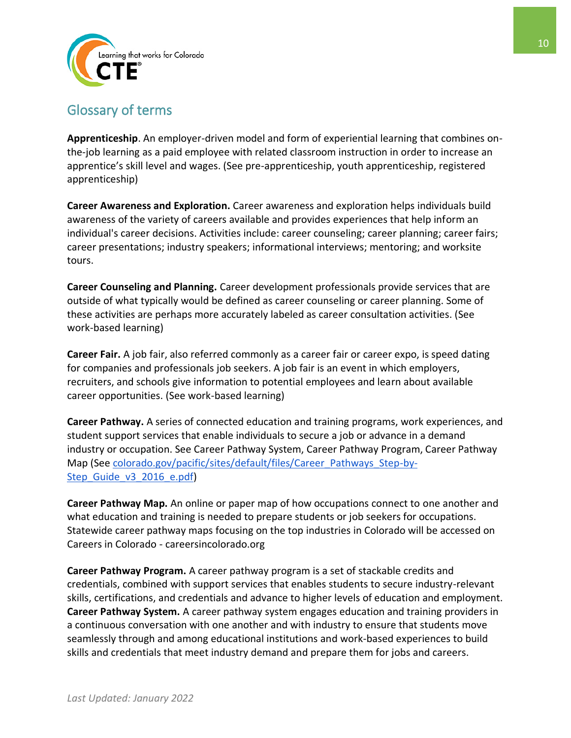## Glossary of terms

**Apprenticeship**. An employer-driven model and form of experiential learning that combines on-the-job learning as a paid employee with related classroom instruction in order to increase an apprentice's skill level and wages. (See pre-apprenticeship, youth apprenticeship, registered apprenticeship)

**Career Awareness and Exploration.** Career awareness and exploration helps individuals build awareness of the variety of careers available and provides experiences that help inform an individual's career decisions. Activities include: career counseling; career planning; career fairs; career presentations; industry speakers; informational interviews; mentoring; and worksite tours.

**Career Counseling and Planning.** Career development professionals provide services that are outside of what typically would be defined as career counseling or career planning. Some of these activities are perhaps more accurately labeled as career consultation activities. (See work-based learning)

**Career Fair.** A job fair, also referred commonly as a career fair or career expo, is speed dating for companies and professionals job seekers. A job fair is an event in which employers, recruiters, and schools give information to potential employees and learn about available career opportunities. (See work-based learning)

**Career Pathway.** A series of connected education and training programs, work experiences, and student support services that enable individuals to secure a job or advance in a demand industry or occupation. See Career Pathway System, Career Pathway Program, Career Pathway Map (See colorado.gov/pacific/sites/default/files/Career_Pathways_Step-by-Step_Guide_v3_2016_e.pdf)

**Career Pathway Map.** An online or paper map of how occupations connect to one another and what education and training is needed to prepare students or job seekers for occupations. Statewide career pathway maps focusing on the top industries in Colorado will be accessed on Careers in Colorado - careersincolorado.org

**Career Pathway Program.** A career pathway program is a set of stackable credits and credentials, combined with support services that enables students to secure industry-relevant skills, certifications, and credentials and advance to higher levels of education and employment.

**Career Pathway System.** A career pathway system engages education and training providers in a continuous conversation with one another and with industry to ensure that students move seamlessly through and among educational institutions and work-based experiences to build skills and credentials that meet industry demand and prepare them for jobs and careers.

*Last Updated: January 2022*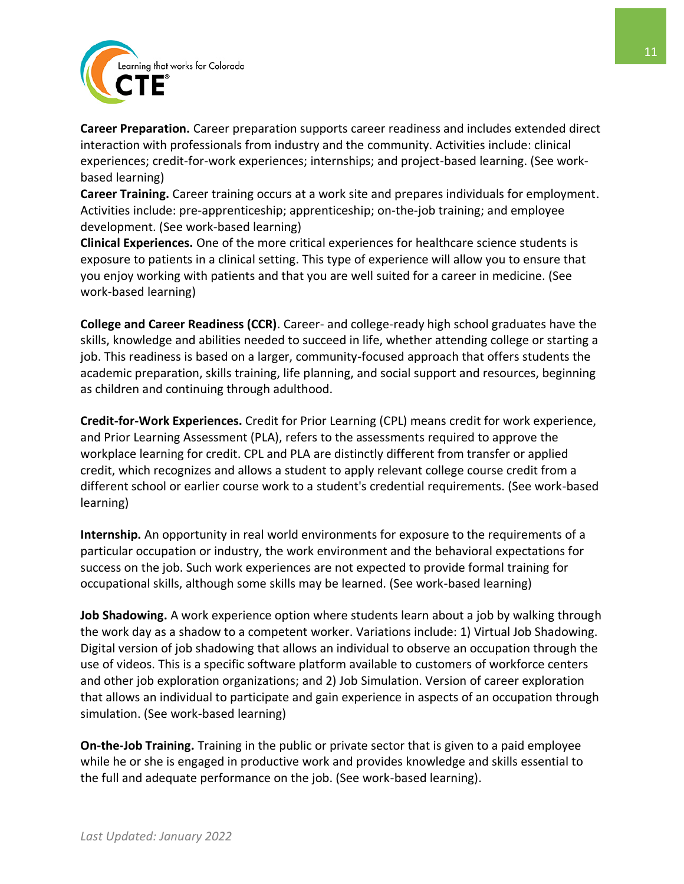**Career Preparation.** Career preparation supports career readiness and includes extended direct interaction with professionals from industry and the community. Activities include: clinical experiences; credit-for-work experiences; internships; and project-based learning. (See work-based learning)

**Career Training.** Career training occurs at a work site and prepares individuals for employment. Activities include: pre-apprenticeship; apprenticeship; on-the-job training; and employee development. (See work-based learning)

**Clinical Experiences.** One of the more critical experiences for healthcare science students is exposure to patients in a clinical setting. This type of experience will allow you to ensure that you enjoy working with patients and that you are well suited for a career in medicine. (See work-based learning)

**College and Career Readiness (CCR)**. Career- and college-ready high school graduates have the skills, knowledge and abilities needed to succeed in life, whether attending college or starting a job. This readiness is based on a larger, community-focused approach that offers students the academic preparation, skills training, life planning, and social support and resources, beginning as children and continuing through adulthood.

**Credit-for-Work Experiences.** Credit for Prior Learning (CPL) means credit for work experience, and Prior Learning Assessment (PLA), refers to the assessments required to approve the workplace learning for credit. CPL and PLA are distinctly different from transfer or applied credit, which recognizes and allows a student to apply relevant college course credit from a different school or earlier course work to a student's credential requirements. (See work-based learning)

**Internship.** An opportunity in real world environments for exposure to the requirements of a particular occupation or industry, the work environment and the behavioral expectations for success on the job. Such work experiences are not expected to provide formal training for occupational skills, although some skills may be learned. (See work-based learning)

**Job Shadowing.** A work experience option where students learn about a job by walking through the work day as a shadow to a competent worker. Variations include: 1) Virtual Job Shadowing. Digital version of job shadowing that allows an individual to observe an occupation through the use of videos. This is a specific software platform available to customers of workforce centers and other job exploration organizations; and 2) Job Simulation. Version of career exploration that allows an individual to participate and gain experience in aspects of an occupation through simulation. (See work-based learning)

**On-the-Job Training.** Training in the public or private sector that is given to a paid employee while he or she is engaged in productive work and provides knowledge and skills essential to the full and adequate performance on the job. (See work-based learning).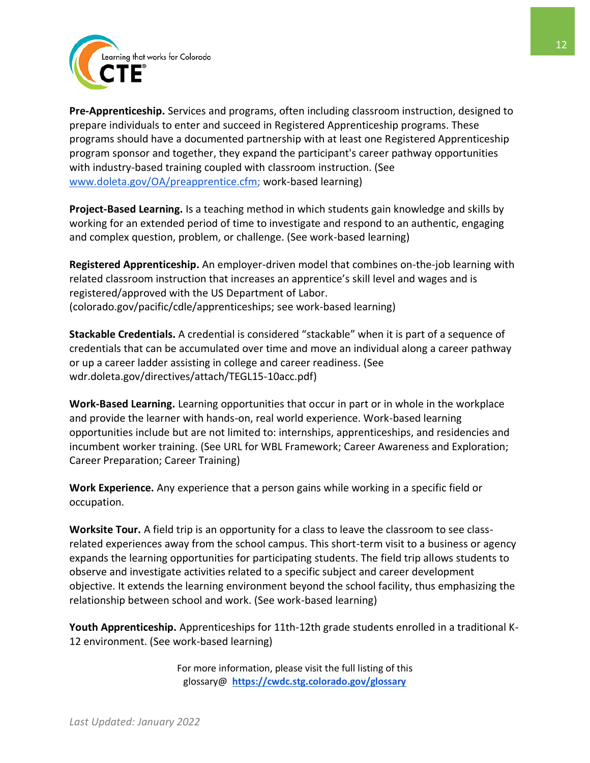**Pre-Apprenticeship.** Services and programs, often including classroom instruction, designed to prepare individuals to enter and succeed in Registered Apprenticeship programs. These programs should have a documented partnership with at least one Registered Apprenticeship program sponsor and together, they expand the participant's career pathway opportunities with industry-based training coupled with classroom instruction. (See www.doleta.gov/OA/preapprentice.cfm; work-based learning)

**Project-Based Learning.** Is a teaching method in which students gain knowledge and skills by working for an extended period of time to investigate and respond to an authentic, engaging and complex question, problem, or challenge. (See work-based learning)

**Registered Apprenticeship.** An employer-driven model that combines on-the-job learning with related classroom instruction that increases an apprentice's skill level and wages and is registered/approved with the US Department of Labor. (colorado.gov/pacific/cdle/apprenticeships; see work-based learning)

**Stackable Credentials.** A credential is considered "stackable" when it is part of a sequence of credentials that can be accumulated over time and move an individual along a career pathway or up a career ladder assisting in college and career readiness. (See wdr.doleta.gov/directives/attach/TEGL15-10acc.pdf)

**Work-Based Learning.** Learning opportunities that occur in part or in whole in the workplace and provide the learner with hands-on, real world experience. Work-based learning opportunities include but are not limited to: internships, apprenticeships, and residencies and incumbent worker training. (See URL for WBL Framework; Career Awareness and Exploration; Career Preparation; Career Training)

**Work Experience.** Any experience that a person gains while working in a specific field or occupation.

**Worksite Tour.** A field trip is an opportunity for a class to leave the classroom to see class-related experiences away from the school campus. This short-term visit to a business or agency expands the learning opportunities for participating students. The field trip allows students to observe and investigate activities related to a specific subject and career development objective. It extends the learning environment beyond the school facility, thus emphasizing the relationship between school and work. (See work-based learning)

**Youth Apprenticeship.** Apprenticeships for 11th-12th grade students enrolled in a traditional K-12 environment. (See work-based learning)

For more information, please visit the full listing of this glossary@ **https://cwdc.stg.colorado.gov/glossary**

*Last Updated: January 2022*